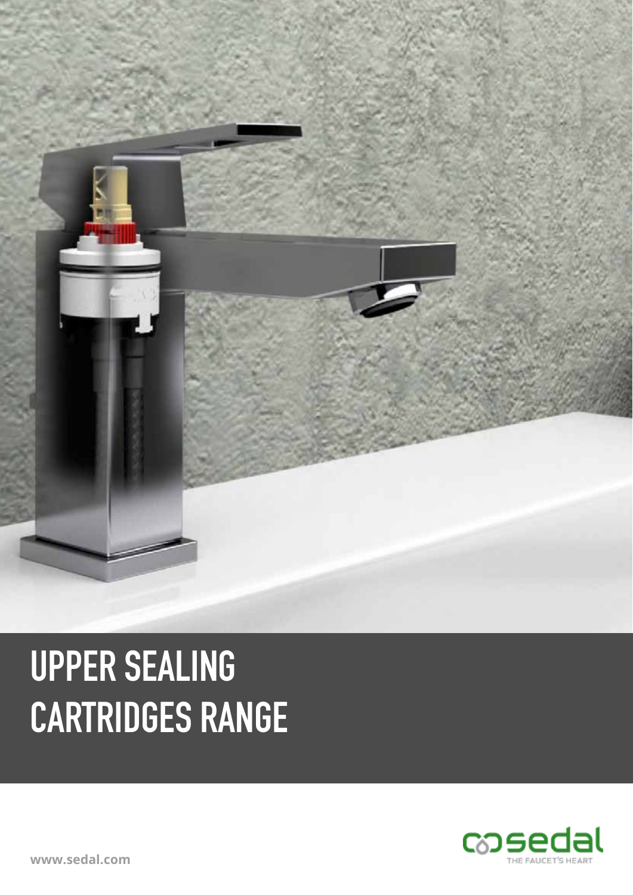# UPPER SEALING CARTRIDGES RANGE

sedal

THE FAUCET'S HEART

www.sedal.com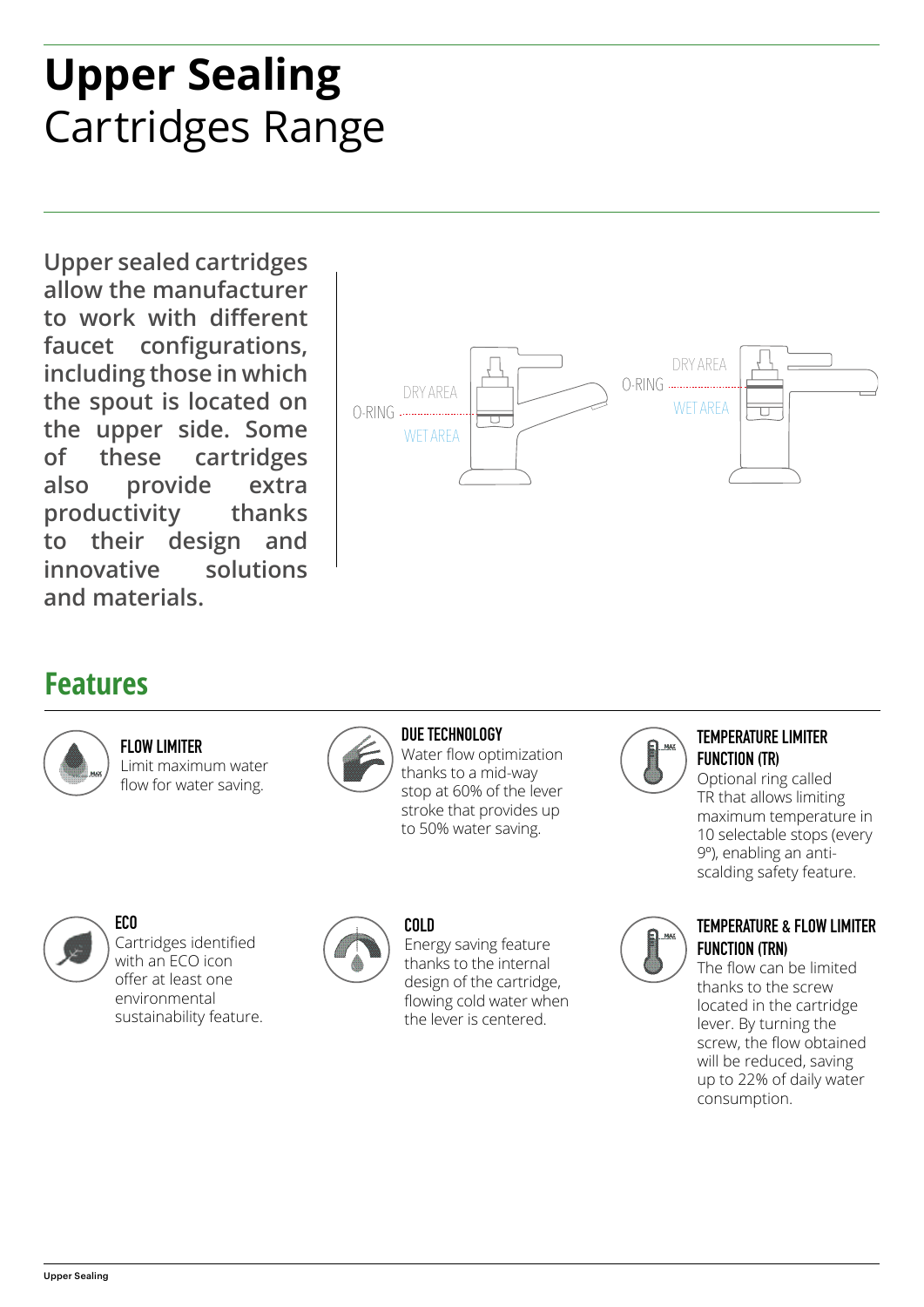# **Upper Sealing** Cartridges Range

**Upper sealed cartridges allow the manufacturer to work with different faucet configurations, including those in which the spout is located on the upper side. Some of these cartridges also provide extra productivity thanks to their design and innovative solutions and materials.**

DRY AREA
O-RING
WET AREA

DRY AREA
O-RING
WET AREA

## Features

**FLOW LIMITER**
Limit maximum water flow for water saving.

**DUE TECHNOLOGY**
Water flow optimization thanks to a mid-way stop at 60% of the lever stroke that provides up to 50% water saving.

**TEMPERATURE LIMITER FUNCTION (TR)**
Optional ring called TR that allows limiting maximum temperature in 10 selectable stops (every 9º), enabling an anti-scalding safety feature.

**ECO**
Cartridges identified with an ECO icon offer at least one environmental sustainability feature.

**COLD**
Energy saving feature thanks to the internal design of the cartridge, flowing cold water when the lever is centered.

**TEMPERATURE & FLOW LIMITER FUNCTION (TRN)**
The flow can be limited thanks to the screw located in the cartridge lever. By turning the screw, the flow obtained will be reduced, saving up to 22% of daily water consumption.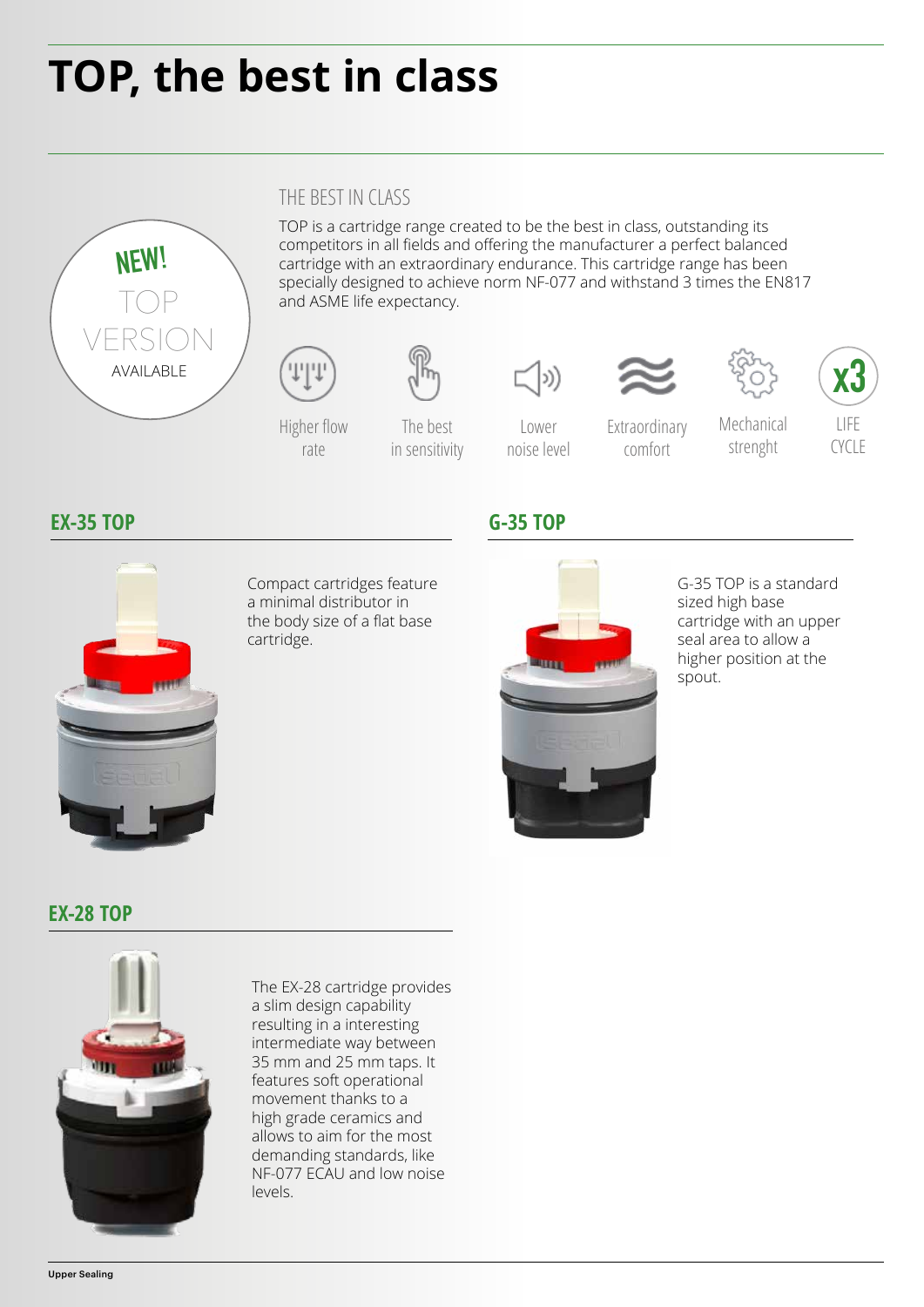# TOP, the best in class

NEW! TOP VERSION AVAILABLE

## THE BEST IN CLASS

TOP is a cartridge range created to be the best in class, outstanding its competitors in all fields and offering the manufacturer a perfect balanced cartridge with an extraordinary endurance. This cartridge range has been specially designed to achieve norm NF-077 and withstand 3 times the EN817 and ASME life expectancy.

- Higher flow rate
- The best in sensitivity
- Lower noise level
- Extraordinary comfort
- Mechanical strenght
- x3 LIFE CYCLE

## EX-35 TOP

Compact cartridges feature a minimal distributor in the body size of a flat base cartridge.

## G-35 TOP

G-35 TOP is a standard sized high base cartridge with an upper seal area to allow a higher position at the spout.

## EX-28 TOP

The EX-28 cartridge provides a slim design capability resulting in a interesting intermediate way between 35 mm and 25 mm taps. It features soft operational movement thanks to a high grade ceramics and allows to aim for the most demanding standards, like NF-077 ECAU and low noise levels.

**Upper Sealing**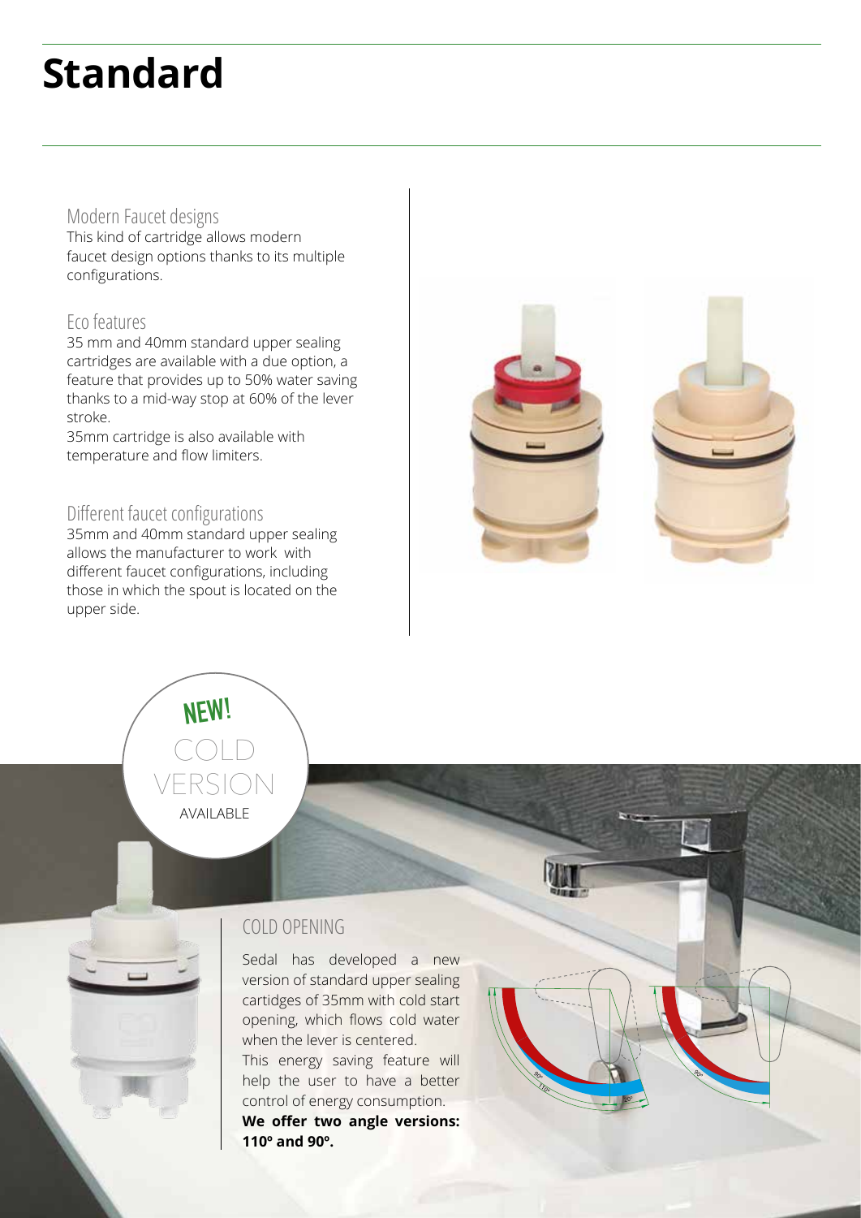# Standard

## Modern Faucet designs

This kind of cartridge allows modern faucet design options thanks to its multiple configurations.

## Eco features

35 mm and 40mm standard upper sealing cartridges are available with a due option, a feature that provides up to 50% water saving thanks to a mid-way stop at 60% of the lever stroke.

35mm cartridge is also available with temperature and flow limiters.

## Different faucet configurations

35mm and 40mm standard upper sealing allows the manufacturer to work with different faucet configurations, including those in which the spout is located on the upper side.

NEW!
COLD VERSION
AVAILABLE

## COLD OPENING

Sedal has developed a new version of standard upper sealing cartidges of 35mm with cold start opening, which flows cold water when the lever is centered.

This energy saving feature will help the user to have a better control of energy consumption.

**We offer two angle versions: 110º and 90º.**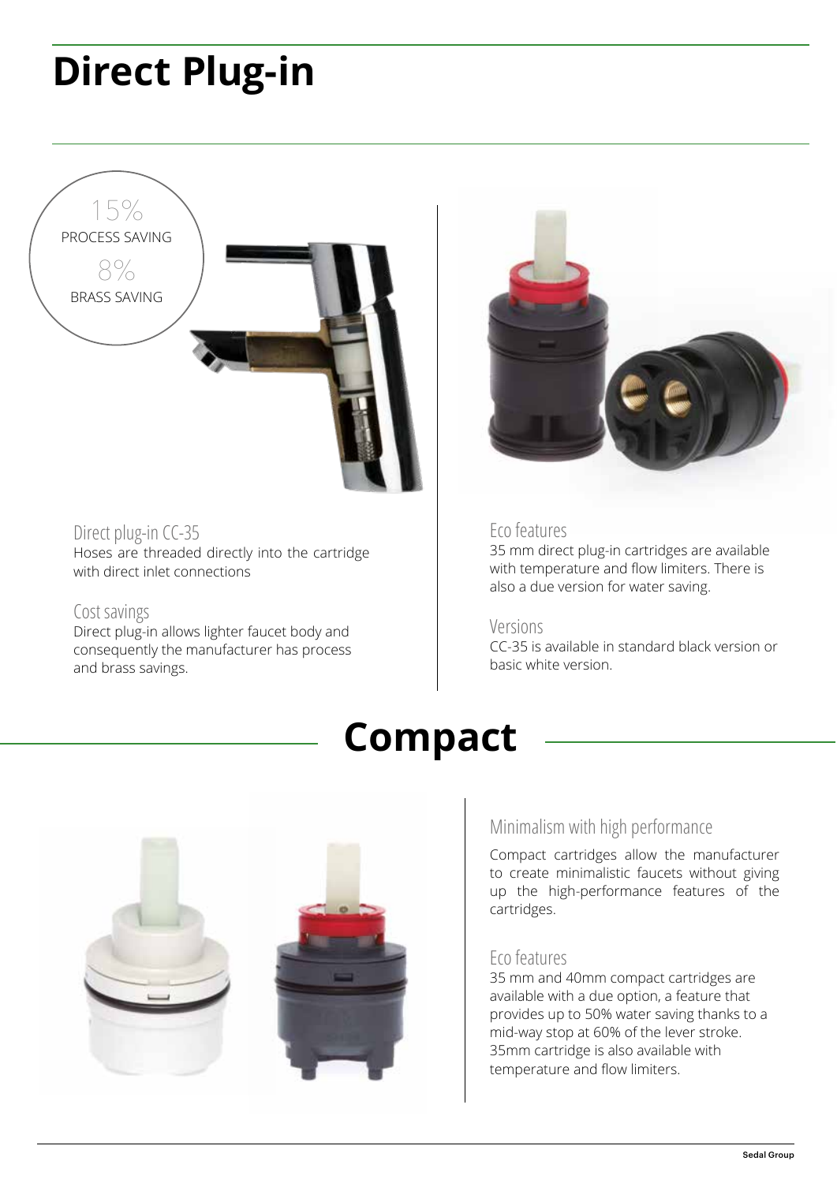# Direct Plug-in

15%
PROCESS SAVING
8%
BRASS SAVING

### Direct plug-in CC-35

Hoses are threaded directly into the cartridge with direct inlet connections

### Cost savings

Direct plug-in allows lighter faucet body and consequently the manufacturer has process and brass savings.

### Eco features

35 mm direct plug-in cartridges are available with temperature and flow limiters. There is also a due version for water saving.

### Versions

CC-35 is available in standard black version or basic white version.

# Compact

### Minimalism with high performance

Compact cartridges allow the manufacturer to create minimalistic faucets without giving up the high-performance features of the cartridges.

### Eco features

35 mm and 40mm compact cartridges are available with a due option, a feature that provides up to 50% water saving thanks to a mid-way stop at 60% of the lever stroke. 35mm cartridge is also available with temperature and flow limiters.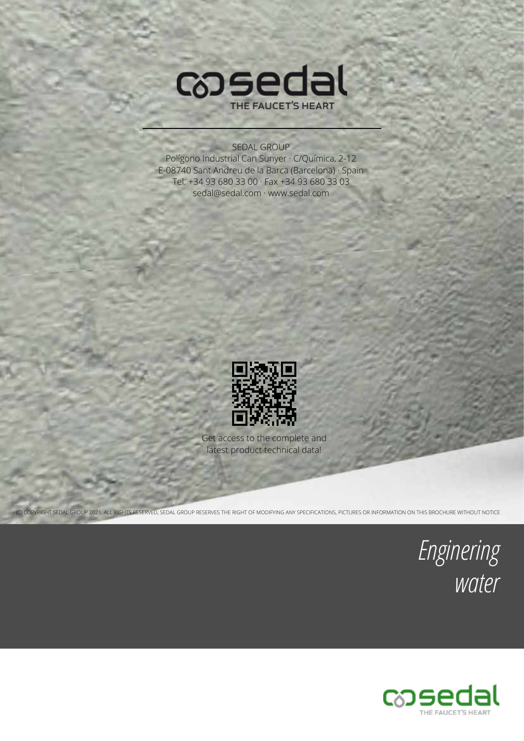sedal

THE FAUCET'S HEART

SEDAL GROUP
Polígono Industrial Can Sunyer · C/Química, 2-12
E-08740 Sant Andreu de la Barca (Barcelona) · Spain
Tel. +34 93 680 33 00 · Fax +34 93 680 33 03
sedal@sedal.com · www.sedal.com

Get access to the complete and
latest product technical data!

(C) COPYRIGHT SEDAL GROUP 2021. ALL RIGHTS RESERVED, SEDAL GROUP RESERVES THE RIGHT OF MODIFYING ANY SPECIFICATIONS, PICTURES OR INFORMATION ON THIS BROCHURE WITHOUT NOTICE

*Enginering water*

sedal

THE FAUCET'S HEART